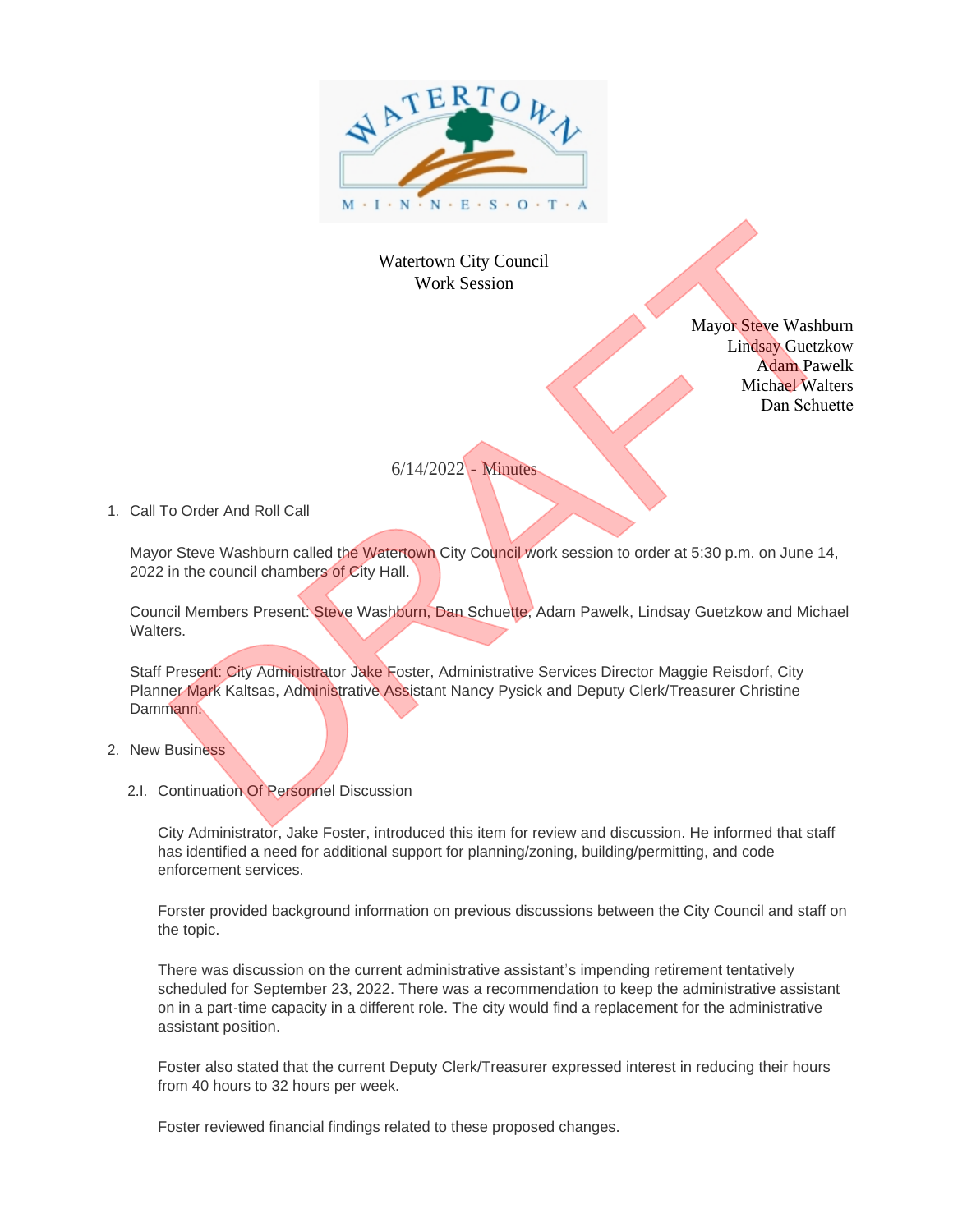# Watertown City Council
## Work Session

Mayor Steve Washburn
Lindsay Guetzkow
Adam Pawelk
Michael Walters
Dan Schuette

6/14/2022 - Minutes

1. Call To Order And Roll Call

   Mayor Steve Washburn called the Watertown City Council work session to order at 5:30 p.m. on June 14, 2022 in the council chambers of City Hall.

   Council Members Present: Steve Washburn, Dan Schuette, Adam Pawelk, Lindsay Guetzkow and Michael Walters.

   Staff Present: City Administrator Jake Foster, Administrative Services Director Maggie Reisdorf, City Planner Mark Kaltsas, Administrative Assistant Nancy Pysick and Deputy Clerk/Treasurer Christine Dammann.

2. New Business

   2.I. Continuation Of Personnel Discussion

   City Administrator, Jake Foster, introduced this item for review and discussion. He informed that staff has identified a need for additional support for planning/zoning, building/permitting, and code enforcement services.

   Foster provided background information on previous discussions between the City Council and staff on the topic.

   There was discussion on the current administrative assistant's impending retirement tentatively scheduled for September 23, 2022. There was a recommendation to keep the administrative assistant on in a part-time capacity in a different role. The city would find a replacement for the administrative assistant position.

   Foster also stated that the current Deputy Clerk/Treasurer expressed interest in reducing their hours from 40 hours to 32 hours per week.

   Foster reviewed financial findings related to these proposed changes.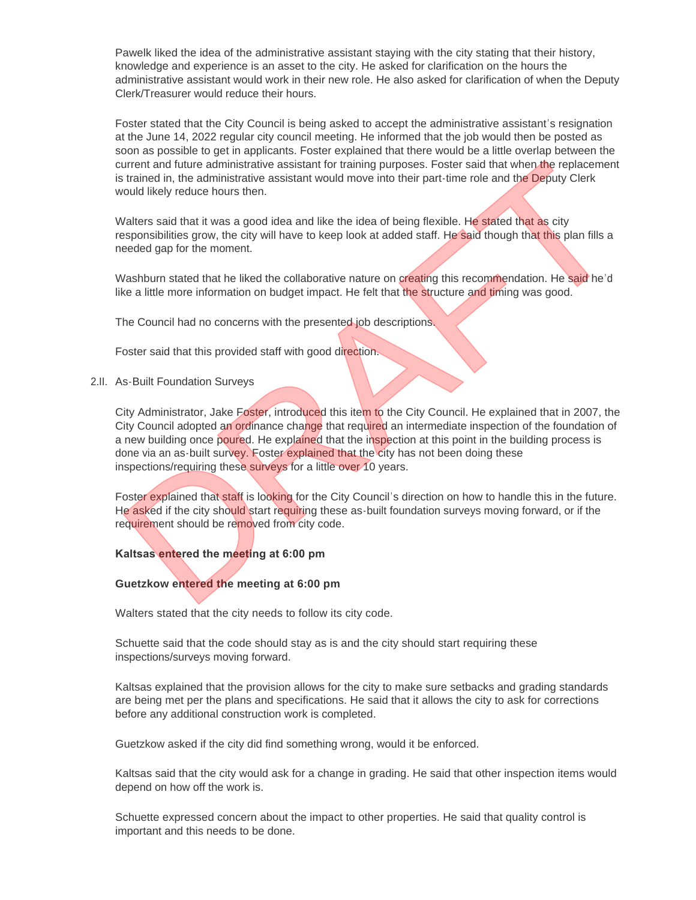Pawelk liked the idea of the administrative assistant staying with the city stating that their history, knowledge and experience is an asset to the city. He asked for clarification on the hours the administrative assistant would work in their new role. He also asked for clarification of when the Deputy Clerk/Treasurer would reduce their hours.

Foster stated that the City Council is being asked to accept the administrative assistant's resignation at the June 14, 2022 regular city council meeting. He informed that the job would then be posted as soon as possible to get in applicants. Foster explained that there would be a little overlap between the current and future administrative assistant for training purposes. Foster said that when the replacement is trained in, the administrative assistant would move into their part-time role and the Deputy Clerk would likely reduce hours then.

Walters said that it was a good idea and like the idea of being flexible. He stated that as city responsibilities grow, the city will have to keep look at added staff. He said though that this plan fills a needed gap for the moment.

Washburn stated that he liked the collaborative nature on creating this recommendation. He said he'd like a little more information on budget impact. He felt that the structure and timing was good.

The Council had no concerns with the presented job descriptions.

Foster said that this provided staff with good direction.

2.II. As-Built Foundation Surveys

City Administrator, Jake Foster, introduced this item to the City Council. He explained that in 2007, the City Council adopted an ordinance change that required an intermediate inspection of the foundation of a new building once poured. He explained that the inspection at this point in the building process is done via an as-built survey. Foster explained that the city has not been doing these inspections/requiring these surveys for a little over 10 years.

Foster explained that staff is looking for the City Council's direction on how to handle this in the future. He asked if the city should start requiring these as-built foundation surveys moving forward, or if the requirement should be removed from city code.

**Kaltsas entered the meeting at 6:00 pm**

**Guetzkow entered the meeting at 6:00 pm**

Walters stated that the city needs to follow its city code.

Schuette said that the code should stay as is and the city should start requiring these inspections/surveys moving forward.

Kaltsas explained that the provision allows for the city to make sure setbacks and grading standards are being met per the plans and specifications. He said that it allows the city to ask for corrections before any additional construction work is completed.

Guetzkow asked if the city did find something wrong, would it be enforced.

Kaltsas said that the city would ask for a change in grading. He said that other inspection items would depend on how off the work is.

Schuette expressed concern about the impact to other properties. He said that quality control is important and this needs to be done.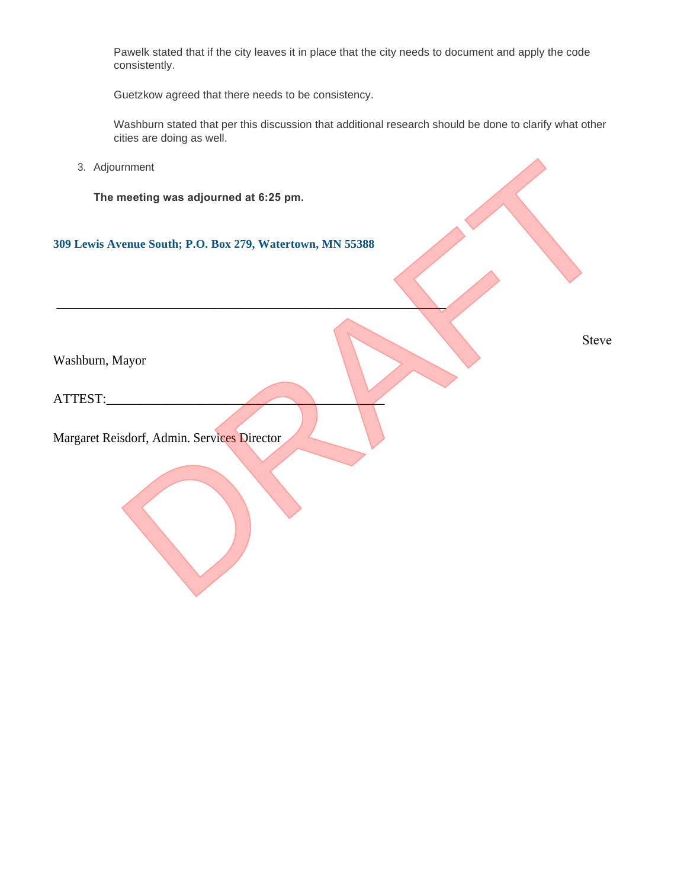Pawelk stated that if the city leaves it in place that the city needs to document and apply the code consistently.

Guetzkow agreed that there needs to be consistency.

Washburn stated that per this discussion that additional research should be done to clarify what other cities are doing as well.

3. Adjournment

**The meeting was adjourned at 6:25 pm.**

**309 Lewis Avenue South; P.O. Box 279, Watertown, MN 55388**

\_\_\_\_\_\_\_\_\_\_\_\_\_\_\_\_\_\_\_\_\_\_\_\_\_\_\_\_\_\_\_\_\_\_\_\_\_\_\_\_\_\_\_\_\_\_\_\_\_\_\_\_\_\_\_\_\_\_\_

Steve Washburn, Mayor

ATTEST:\_\_\_\_\_\_\_\_\_\_\_\_\_\_\_\_\_\_\_\_\_\_\_\_\_\_\_\_\_\_\_\_\_\_\_\_\_\_\_\_\_

Margaret Reisdorf, Admin. Services Director

DRAFT